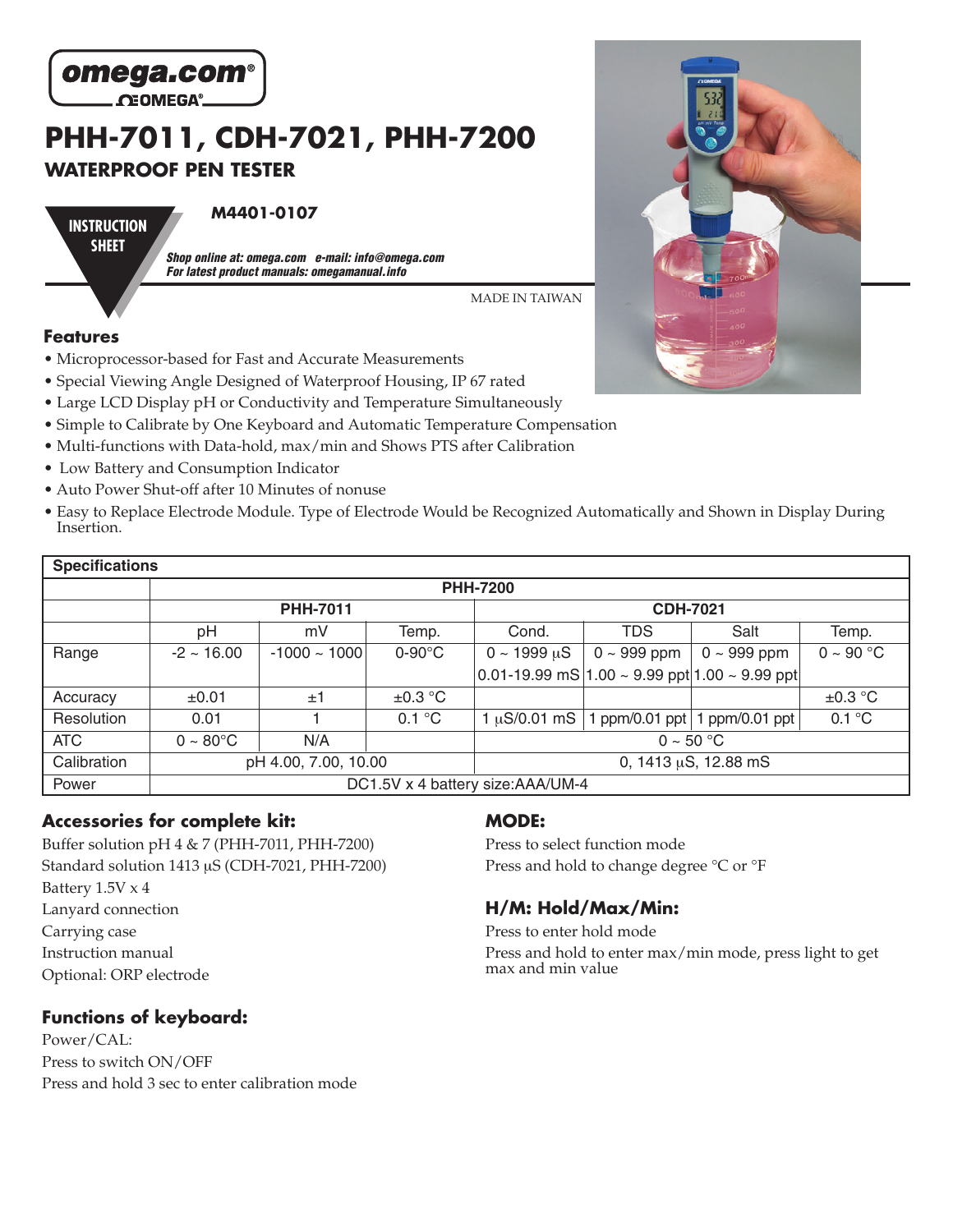omega.com®
OMEGA®

# PHH-7011, CDH-7021, PHH-7200

## WATERPROOF PEN TESTER

**INSTRUCTION SHEET**

**M4401-0107**

***Shop online at: omega.com e-mail: info@omega.com***
***For latest product manuals: omegamanual.info***

MADE IN TAIWAN

### Features

- Microprocessor-based for Fast and Accurate Measurements
- Special Viewing Angle Designed of Waterproof Housing, IP 67 rated
- Large LCD Display pH or Conductivity and Temperature Simultaneously
- Simple to Calibrate by One Keyboard and Automatic Temperature Compensation
- Multi-functions with Data-hold, max/min and Shows PTS after Calibration
- Low Battery and Consumption Indicator
- Auto Power Shut-off after 10 Minutes of nonuse
- Easy to Replace Electrode Module. Type of Electrode Would be Recognized Automatically and Shown in Display During Insertion.

| Specifications | | | | | | | |
|---|---|---|---|---|---|---|---|
| | PHH-7200 | | | | | | |
| | PHH-7011 | | | CDH-7021 | | | |
| | pH | mV | Temp. | Cond. | TDS | Salt | Temp. |
| Range | -2 ~ 16.00 | -1000 ~ 1000 | 0-90°C | 0 ~ 1999 μS<br>0.01-19.99 mS | 0 ~ 999 ppm<br>1.00 ~ 9.99 ppt | 0 ~ 999 ppm<br>1.00 ~ 9.99 ppt | 0 ~ 90 °C |
| Accuracy | ±0.01 | ±1 | ±0.3 °C | | | | ±0.3 °C |
| Resolution | 0.01 | 1 | 0.1 °C | 1 μS/0.01 mS | 1 ppm/0.01 ppt | 1 ppm/0.01 ppt | 0.1 °C |
| ATC | 0 ~ 80°C | N/A | | 0 ~ 50 °C | | | |
| Calibration | pH 4.00, 7.00, 10.00 | | | 0, 1413 μS, 12.88 mS | | | |
| Power | DC1.5V x 4 battery size:AAA/UM-4 | | | | | | |

### Accessories for complete kit:

Buffer solution pH 4 & 7 (PHH-7011, PHH-7200)
Standard solution 1413 μS (CDH-7021, PHH-7200)
Battery 1.5V x 4
Lanyard connection
Carrying case
Instruction manual
Optional: ORP electrode

### Functions of keyboard:

Power/CAL:
Press to switch ON/OFF
Press and hold 3 sec to enter calibration mode

### MODE:

Press to select function mode
Press and hold to change degree °C or °F

### H/M: Hold/Max/Min:

Press to enter hold mode
Press and hold to enter max/min mode, press light to get max and min value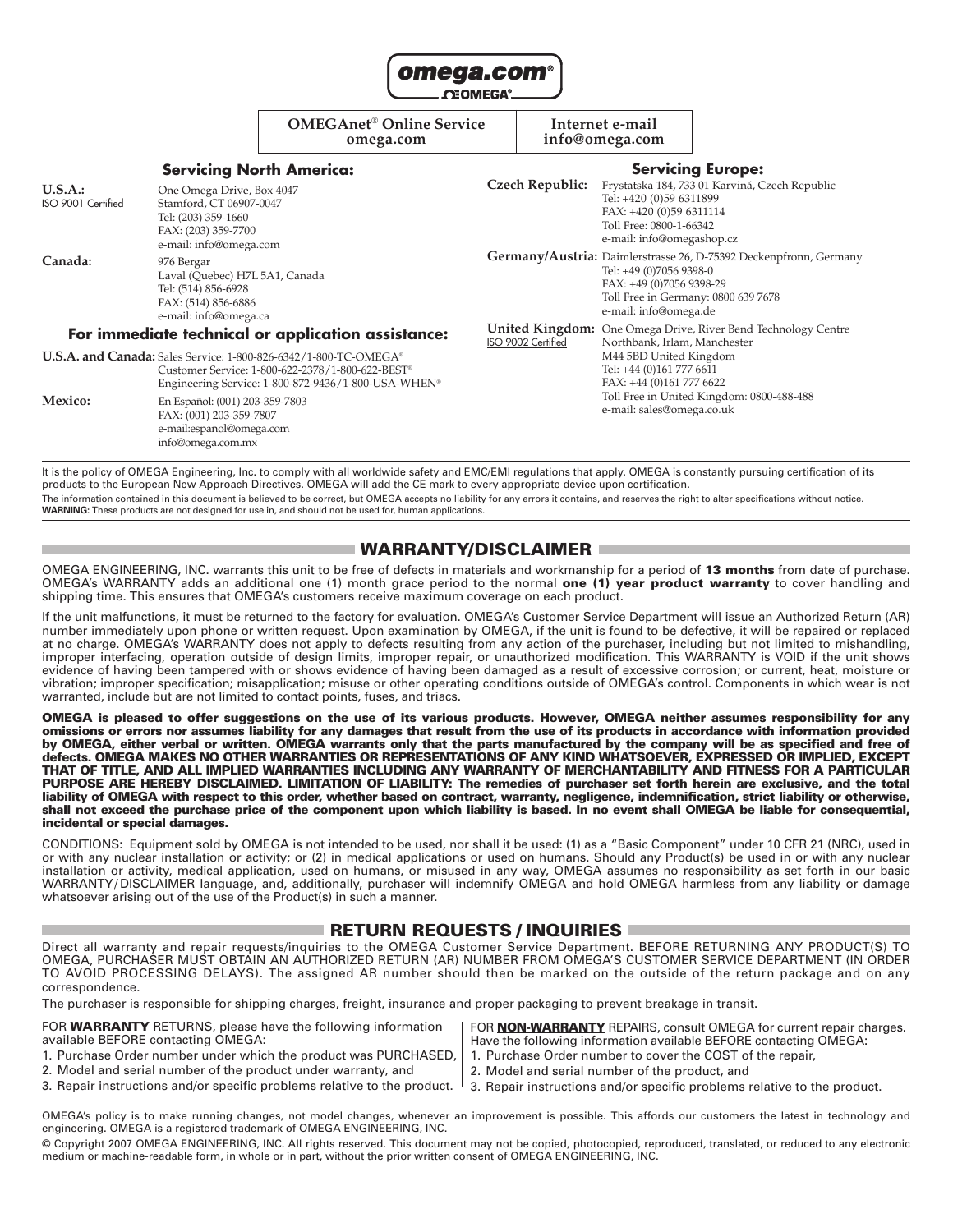omega.com®
OMEGA®

| OMEGAnet® Online Service omega.com | Internet e-mail info@omega.com |
|---|---|

## Servicing North America:

**U.S.A.:**
ISO 9001 Certified
One Omega Drive, Box 4047
Stamford, CT 06907-0047
Tel: (203) 359-1660
FAX: (203) 359-7700
e-mail: info@omega.com

**Canada:**
976 Bergar
Laval (Quebec) H7L 5A1, Canada
Tel: (514) 856-6928
FAX: (514) 856-6886
e-mail: info@omega.ca

### For immediate technical or application assistance:

**U.S.A. and Canada:** Sales Service: 1-800-826-6342/1-800-TC-OMEGA®
Customer Service: 1-800-622-2378/1-800-622-BEST®
Engineering Service: 1-800-872-9436/1-800-USA-WHEN®

**Mexico:**
En Español: (001) 203-359-7803
FAX: (001) 203-359-7807
e-mail:espanol@omega.com
info@omega.com.mx

## Servicing Europe:

**Czech Republic:** Frystatska 184, 733 01 Karviná, Czech Republic
Tel: +420 (0)59 6311899
FAX: +420 (0)59 6311114
Toll Free: 0800-1-66342
e-mail: info@omegashop.cz

**Germany/Austria:** Daimlerstrasse 26, D-75392 Deckenpfronn, Germany
Tel: +49 (0)7056 9398-0
FAX: +49 (0)7056 9398-29
Toll Free in Germany: 0800 639 7678
e-mail: info@omega.de

**United Kingdom:** One Omega Drive, River Bend Technology Centre
ISO 9002 Certified
Northbank, Irlam, Manchester
M44 5BD United Kingdom
Tel: +44 (0)161 777 6611
FAX: +44 (0)161 777 6622
Toll Free in United Kingdom: 0800-488-488
e-mail: sales@omega.co.uk

It is the policy of OMEGA Engineering, Inc. to comply with all worldwide safety and EMC/EMI regulations that apply. OMEGA is constantly pursuing certification of its products to the European New Approach Directives. OMEGA will add the CE mark to every appropriate device upon certification.

The information contained in this document is believed to be correct, but OMEGA accepts no liability for any errors it contains, and reserves the right to alter specifications without notice.
**WARNING**: These products are not designed for use in, and should not be used for, human applications.

## WARRANTY/DISCLAIMER

OMEGA ENGINEERING, INC. warrants this unit to be free of defects in materials and workmanship for a period of **13 months** from date of purchase. OMEGA's WARRANTY adds an additional one (1) month grace period to the normal **one (1) year product warranty** to cover handling and shipping time. This ensures that OMEGA's customers receive maximum coverage on each product.

If the unit malfunctions, it must be returned to the factory for evaluation. OMEGA's Customer Service Department will issue an Authorized Return (AR) number immediately upon phone or written request. Upon examination by OMEGA, if the unit is found to be defective, it will be repaired or replaced at no charge. OMEGA's WARRANTY does not apply to defects resulting from any action of the purchaser, including but not limited to mishandling, improper interfacing, operation outside of design limits, improper repair, or unauthorized modification. This WARRANTY is VOID if the unit shows evidence of having been tampered with or shows evidence of having been damaged as a result of excessive corrosion; or current, heat, moisture or vibration; improper specification; misapplication; misuse or other operating conditions outside of OMEGA's control. Components in which wear is not warranted, include but are not limited to contact points, fuses, and triacs.

**OMEGA is pleased to offer suggestions on the use of its various products. However, OMEGA neither assumes responsibility for any omissions or errors nor assumes liability for any damages that result from the use of its products in accordance with information provided by OMEGA, either verbal or written. OMEGA warrants only that the parts manufactured by the company will be as specified and free of defects. OMEGA MAKES NO OTHER WARRANTIES OR REPRESENTATIONS OF ANY KIND WHATSOEVER, EXPRESSED OR IMPLIED, EXCEPT THAT OF TITLE, AND ALL IMPLIED WARRANTIES INCLUDING ANY WARRANTY OF MERCHANTABILITY AND FITNESS FOR A PARTICULAR PURPOSE ARE HEREBY DISCLAIMED. LIMITATION OF LIABILITY: The remedies of purchaser set forth herein are exclusive, and the total liability of OMEGA with respect to this order, whether based on contract, warranty, negligence, indemnification, strict liability or otherwise, shall not exceed the purchase price of the component upon which liability is based. In no event shall OMEGA be liable for consequential, incidental or special damages.**

CONDITIONS: Equipment sold by OMEGA is not intended to be used, nor shall it be used: (1) as a "Basic Component" under 10 CFR 21 (NRC), used in or with any nuclear installation or activity; or (2) in medical applications or used on humans. Should any Product(s) be used in or with any nuclear installation or activity, medical application, used on humans, or misused in any way, OMEGA assumes no responsibility as set forth in our basic WARRANTY/DISCLAIMER language, and, additionally, purchaser will indemnify OMEGA and hold OMEGA harmless from any liability or damage whatsoever arising out of the use of the Product(s) in such a manner.

## RETURN REQUESTS / INQUIRIES

Direct all warranty and repair requests/inquiries to the OMEGA Customer Service Department. BEFORE RETURNING ANY PRODUCT(S) TO OMEGA, PURCHASER MUST OBTAIN AN AUTHORIZED RETURN (AR) NUMBER FROM OMEGA'S CUSTOMER SERVICE DEPARTMENT (IN ORDER TO AVOID PROCESSING DELAYS). The assigned AR number should then be marked on the outside of the return package and on any correspondence.

The purchaser is responsible for shipping charges, freight, insurance and proper packaging to prevent breakage in transit.

FOR **WARRANTY** RETURNS, please have the following information available BEFORE contacting OMEGA:

1. Purchase Order number under which the product was PURCHASED,
2. Model and serial number of the product under warranty, and
3. Repair instructions and/or specific problems relative to the product.

FOR **NON-WARRANTY** REPAIRS, consult OMEGA for current repair charges. Have the following information available BEFORE contacting OMEGA:

1. Purchase Order number to cover the COST of the repair,
2. Model and serial number of the product, and
3. Repair instructions and/or specific problems relative to the product.

OMEGA's policy is to make running changes, not model changes, whenever an improvement is possible. This affords our customers the latest in technology and engineering. OMEGA is a registered trademark of OMEGA ENGINEERING, INC.

© Copyright 2007 OMEGA ENGINEERING, INC. All rights reserved. This document may not be copied, photocopied, reproduced, translated, or reduced to any electronic medium or machine-readable form, in whole or in part, without the prior written consent of OMEGA ENGINEERING, INC.